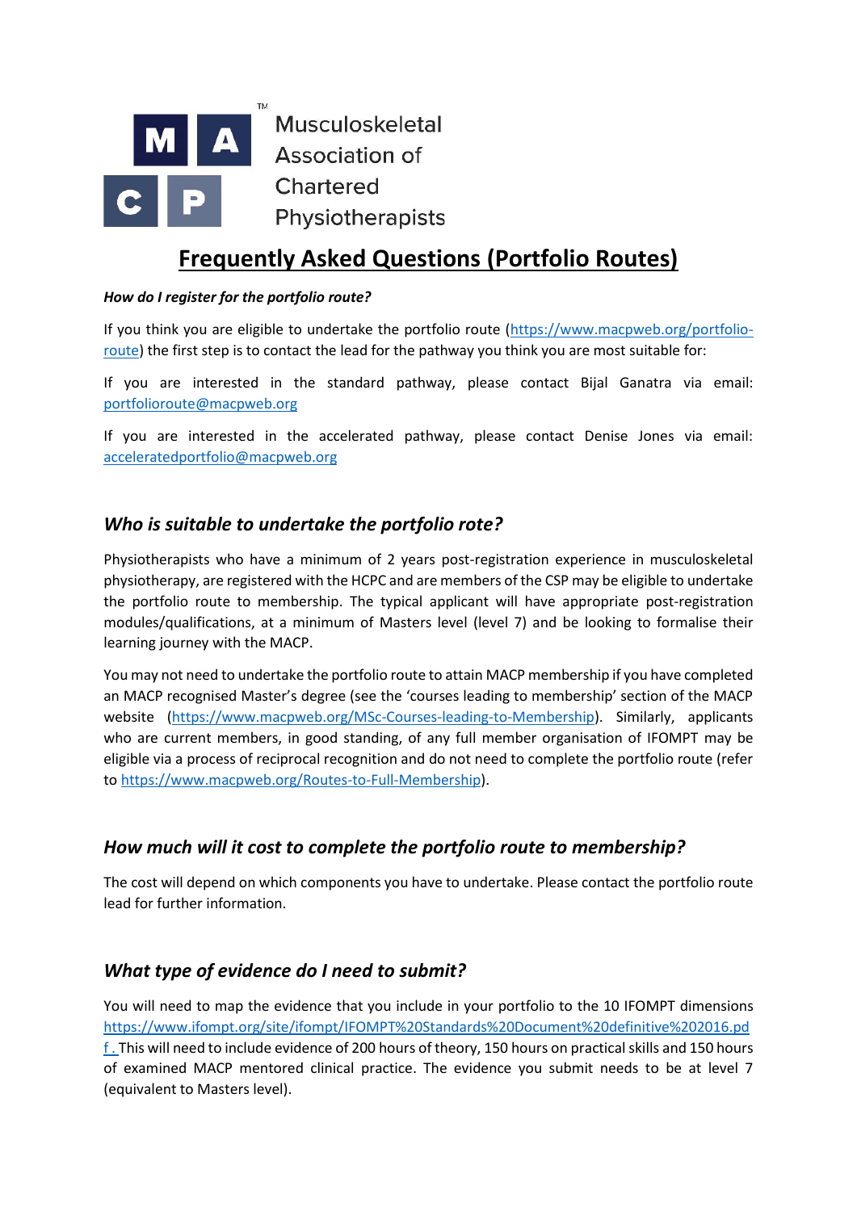Musculoskeletal Association of Chartered Physiotherapists

# Frequently Asked Questions (Portfolio Routes)

***How do I register for the portfolio route?***

If you think you are eligible to undertake the portfolio route (https://www.macpweb.org/portfolio-route) the first step is to contact the lead for the pathway you think you are most suitable for:

If you are interested in the standard pathway, please contact Bijal Ganatra via email: portfolioroute@macpweb.org

If you are interested in the accelerated pathway, please contact Denise Jones via email: acceleratedportfolio@macpweb.org

## *Who is suitable to undertake the portfolio rote?*

Physiotherapists who have a minimum of 2 years post-registration experience in musculoskeletal physiotherapy, are registered with the HCPC and are members of the CSP may be eligible to undertake the portfolio route to membership. The typical applicant will have appropriate post-registration modules/qualifications, at a minimum of Masters level (level 7) and be looking to formalise their learning journey with the MACP.

You may not need to undertake the portfolio route to attain MACP membership if you have completed an MACP recognised Master's degree (see the 'courses leading to membership' section of the MACP website (https://www.macpweb.org/MSc-Courses-leading-to-Membership). Similarly, applicants who are current members, in good standing, of any full member organisation of IFOMPT may be eligible via a process of reciprocal recognition and do not need to complete the portfolio route (refer to https://www.macpweb.org/Routes-to-Full-Membership).

## *How much will it cost to complete the portfolio route to membership?*

The cost will depend on which components you have to undertake. Please contact the portfolio route lead for further information.

## *What type of evidence do I need to submit?*

You will need to map the evidence that you include in your portfolio to the 10 IFOMPT dimensions https://www.ifompt.org/site/ifompt/IFOMPT%20Standards%20Document%20definitive%202016.pdf . This will need to include evidence of 200 hours of theory, 150 hours on practical skills and 150 hours of examined MACP mentored clinical practice. The evidence you submit needs to be at level 7 (equivalent to Masters level).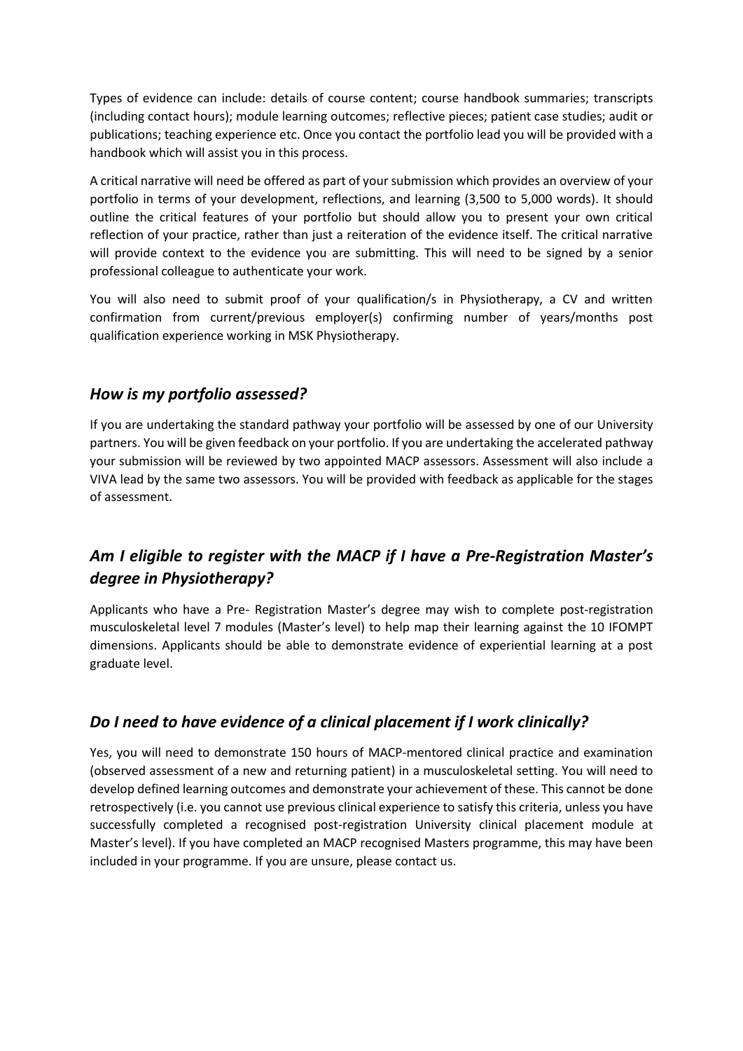Types of evidence can include: details of course content; course handbook summaries; transcripts (including contact hours); module learning outcomes; reflective pieces; patient case studies; audit or publications; teaching experience etc. Once you contact the portfolio lead you will be provided with a handbook which will assist you in this process.

A critical narrative will need be offered as part of your submission which provides an overview of your portfolio in terms of your development, reflections, and learning (3,500 to 5,000 words). It should outline the critical features of your portfolio but should allow you to present your own critical reflection of your practice, rather than just a reiteration of the evidence itself. The critical narrative will provide context to the evidence you are submitting. This will need to be signed by a senior professional colleague to authenticate your work.

You will also need to submit proof of your qualification/s in Physiotherapy, a CV and written confirmation from current/previous employer(s) confirming number of years/months post qualification experience working in MSK Physiotherapy.

## *How is my portfolio assessed?*

If you are undertaking the standard pathway your portfolio will be assessed by one of our University partners. You will be given feedback on your portfolio. If you are undertaking the accelerated pathway your submission will be reviewed by two appointed MACP assessors. Assessment will also include a VIVA lead by the same two assessors. You will be provided with feedback as applicable for the stages of assessment.

## *Am I eligible to register with the MACP if I have a Pre-Registration Master's degree in Physiotherapy?*

Applicants who have a Pre- Registration Master's degree may wish to complete post-registration musculoskeletal level 7 modules (Master's level) to help map their learning against the 10 IFOMPT dimensions. Applicants should be able to demonstrate evidence of experiential learning at a post graduate level.

## *Do I need to have evidence of a clinical placement if I work clinically?*

Yes, you will need to demonstrate 150 hours of MACP-mentored clinical practice and examination (observed assessment of a new and returning patient) in a musculoskeletal setting. You will need to develop defined learning outcomes and demonstrate your achievement of these. This cannot be done retrospectively (i.e. you cannot use previous clinical experience to satisfy this criteria, unless you have successfully completed a recognised post-registration University clinical placement module at Master's level). If you have completed an MACP recognised Masters programme, this may have been included in your programme. If you are unsure, please contact us.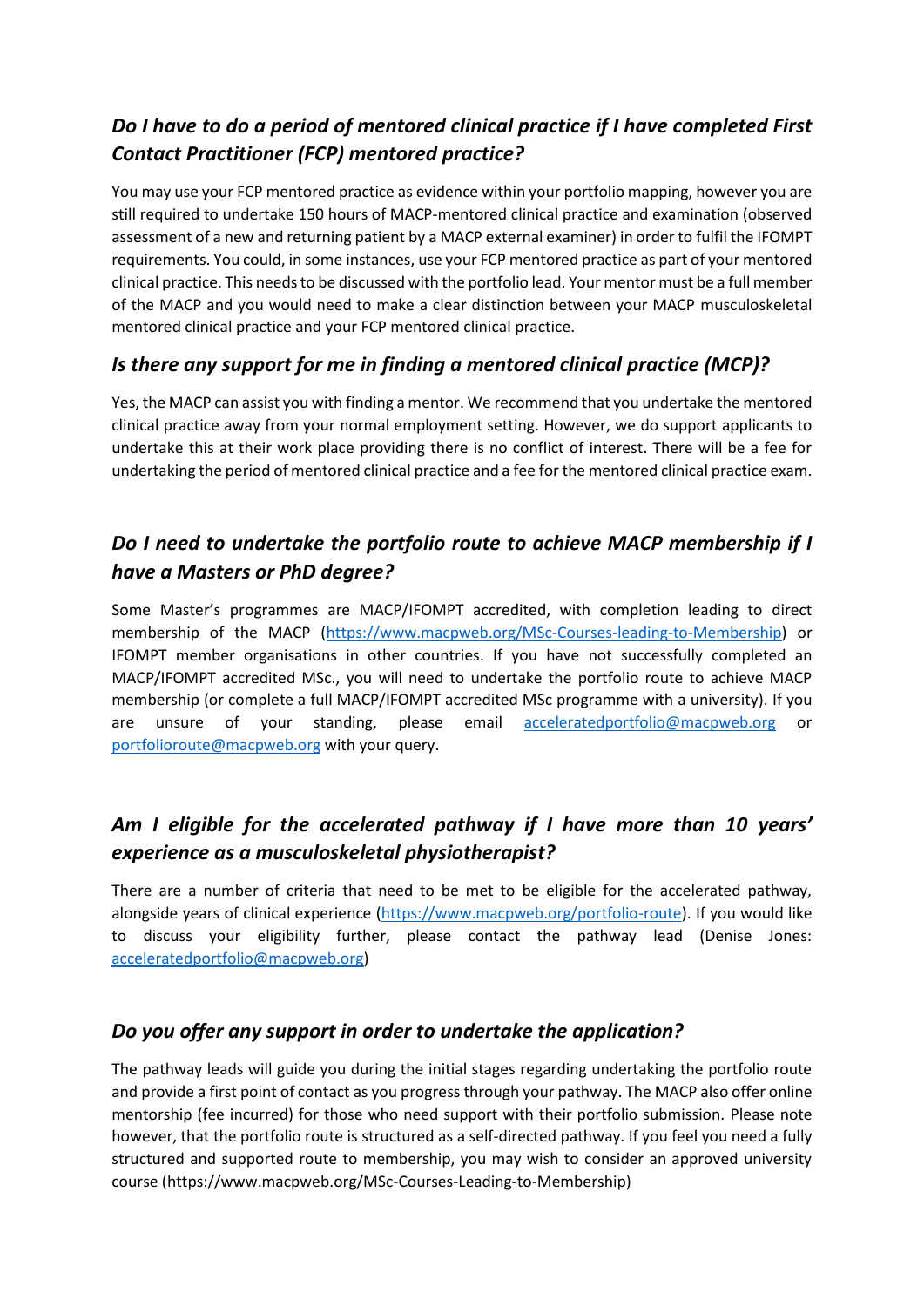### *Do I have to do a period of mentored clinical practice if I have completed First Contact Practitioner (FCP) mentored practice?*

You may use your FCP mentored practice as evidence within your portfolio mapping, however you are still required to undertake 150 hours of MACP-mentored clinical practice and examination (observed assessment of a new and returning patient by a MACP external examiner) in order to fulfil the IFOMPT requirements. You could, in some instances, use your FCP mentored practice as part of your mentored clinical practice. This needs to be discussed with the portfolio lead. Your mentor must be a full member of the MACP and you would need to make a clear distinction between your MACP musculoskeletal mentored clinical practice and your FCP mentored clinical practice.

### *Is there any support for me in finding a mentored clinical practice (MCP)?*

Yes, the MACP can assist you with finding a mentor. We recommend that you undertake the mentored clinical practice away from your normal employment setting. However, we do support applicants to undertake this at their work place providing there is no conflict of interest. There will be a fee for undertaking the period of mentored clinical practice and a fee for the mentored clinical practice exam.

### *Do I need to undertake the portfolio route to achieve MACP membership if I have a Masters or PhD degree?*

Some Master's programmes are MACP/IFOMPT accredited, with completion leading to direct membership of the MACP (https://www.macpweb.org/MSc-Courses-leading-to-Membership) or IFOMPT member organisations in other countries. If you have not successfully completed an MACP/IFOMPT accredited MSc., you will need to undertake the portfolio route to achieve MACP membership (or complete a full MACP/IFOMPT accredited MSc programme with a university). If you are unsure of your standing, please email acceleratedportfolio@macpweb.org or portfolioroute@macpweb.org with your query.

### *Am I eligible for the accelerated pathway if I have more than 10 years' experience as a musculoskeletal physiotherapist?*

There are a number of criteria that need to be met to be eligible for the accelerated pathway, alongside years of clinical experience (https://www.macpweb.org/portfolio-route). If you would like to discuss your eligibility further, please contact the pathway lead (Denise Jones: acceleratedportfolio@macpweb.org)

### *Do you offer any support in order to undertake the application?*

The pathway leads will guide you during the initial stages regarding undertaking the portfolio route and provide a first point of contact as you progress through your pathway. The MACP also offer online mentorship (fee incurred) for those who need support with their portfolio submission. Please note however, that the portfolio route is structured as a self-directed pathway. If you feel you need a fully structured and supported route to membership, you may wish to consider an approved university course (https://www.macpweb.org/MSc-Courses-Leading-to-Membership)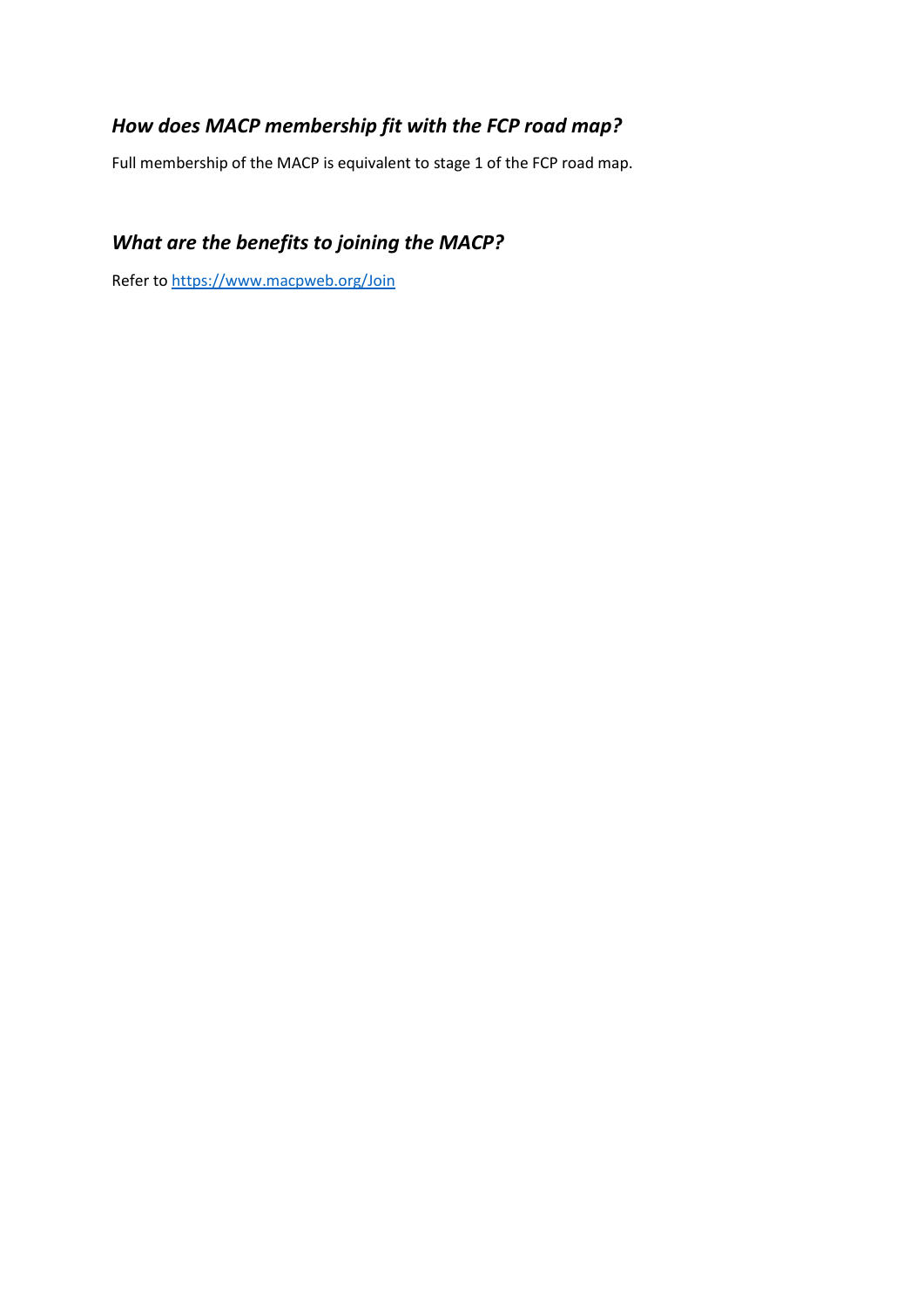### *How does MACP membership fit with the FCP road map?*

Full membership of the MACP is equivalent to stage 1 of the FCP road map.

### *What are the benefits to joining the MACP?*

Refer to [https://www.macpweb.org/Join](https://www.macpweb.org/Join)